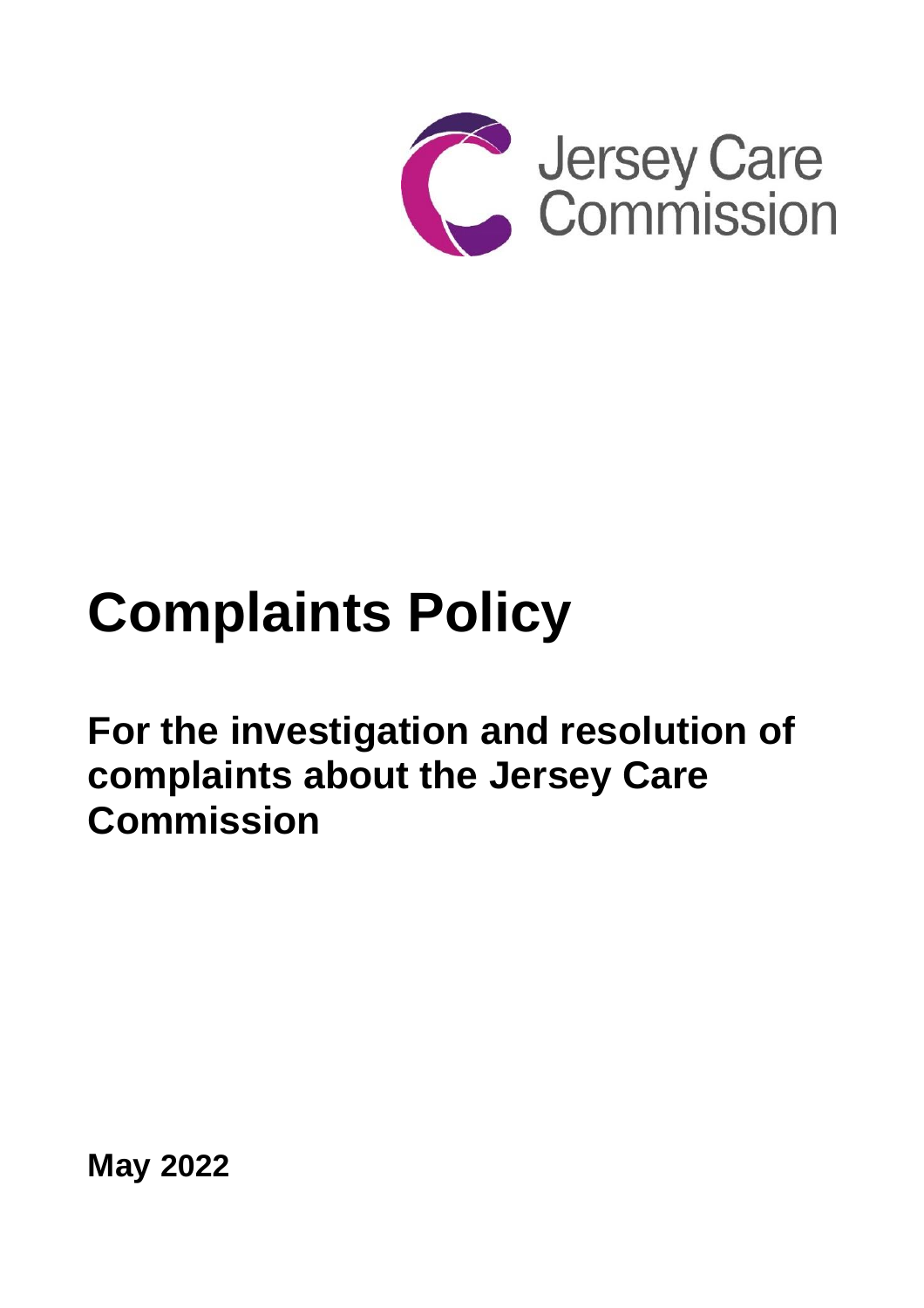Jersey Care Commission

# Complaints Policy

## For the investigation and resolution of complaints about the Jersey Care Commission

**May 2022**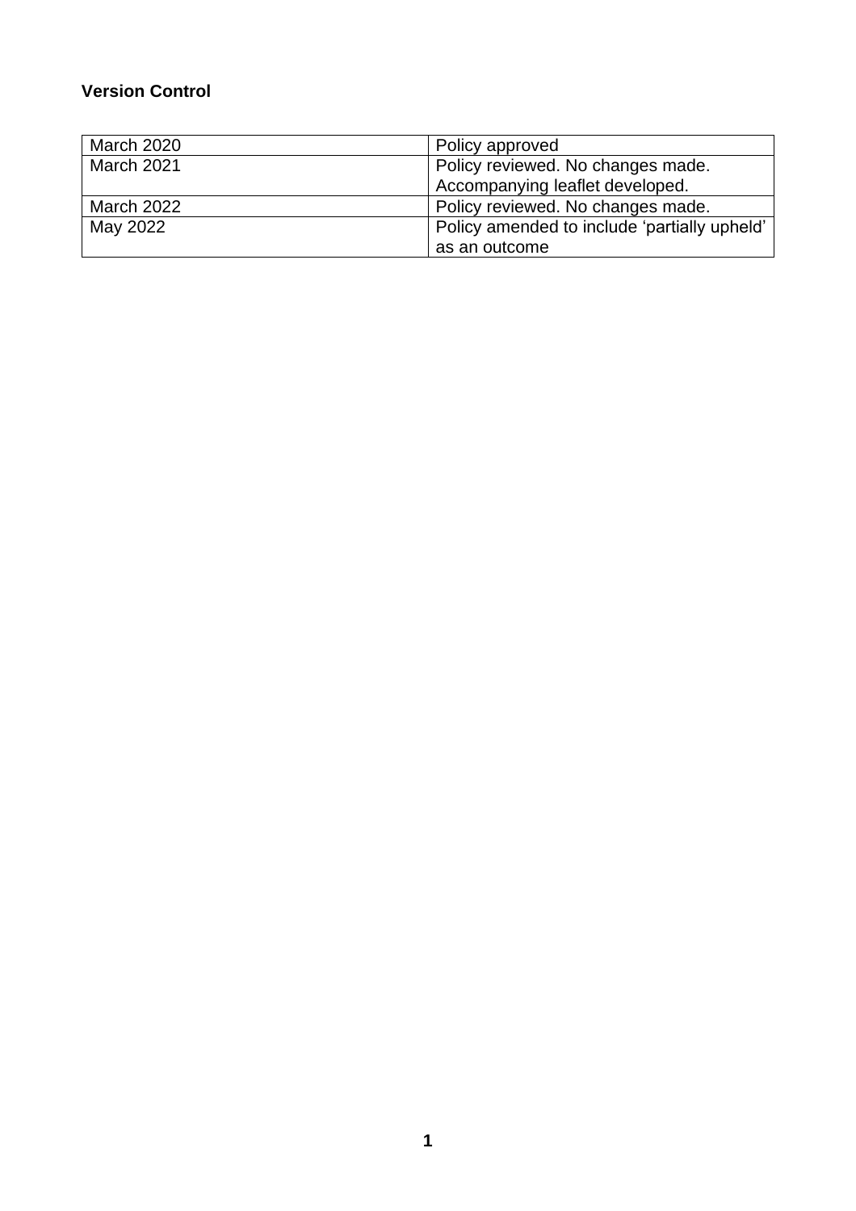**Version Control**

| March 2020 | Policy approved |
|---|---|
| March 2021 | Policy reviewed. No changes made. Accompanying leaflet developed. |
| March 2022 | Policy reviewed. No changes made. |
| May 2022 | Policy amended to include 'partially upheld' as an outcome |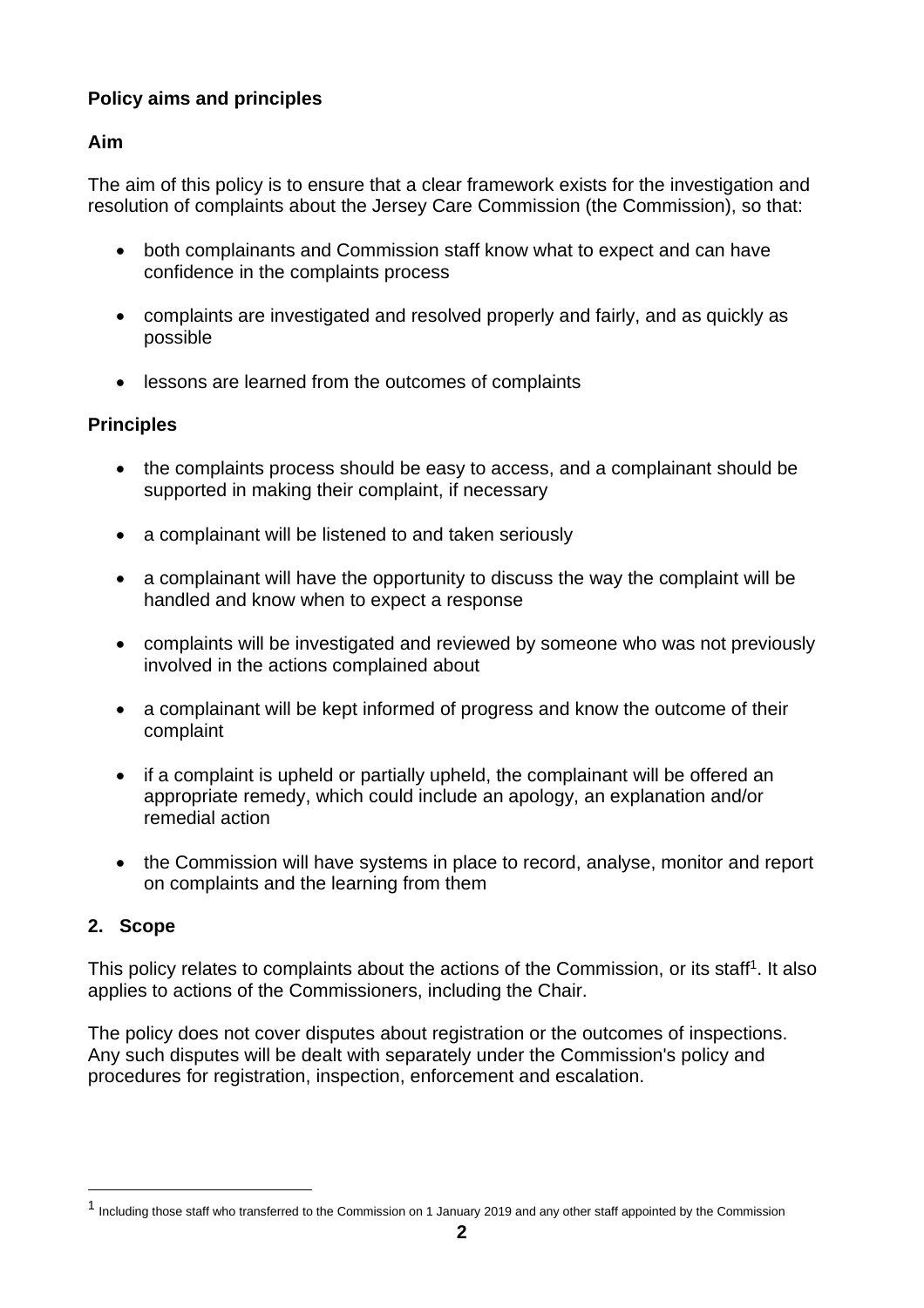## Policy aims and principles

### Aim

The aim of this policy is to ensure that a clear framework exists for the investigation and resolution of complaints about the Jersey Care Commission (the Commission), so that:

- both complainants and Commission staff know what to expect and can have confidence in the complaints process
- complaints are investigated and resolved properly and fairly, and as quickly as possible
- lessons are learned from the outcomes of complaints

### Principles

- the complaints process should be easy to access, and a complainant should be supported in making their complaint, if necessary
- a complainant will be listened to and taken seriously
- a complainant will have the opportunity to discuss the way the complaint will be handled and know when to expect a response
- complaints will be investigated and reviewed by someone who was not previously involved in the actions complained about
- a complainant will be kept informed of progress and know the outcome of their complaint
- if a complaint is upheld or partially upheld, the complainant will be offered an appropriate remedy, which could include an apology, an explanation and/or remedial action
- the Commission will have systems in place to record, analyse, monitor and report on complaints and the learning from them

## 2. Scope

This policy relates to complaints about the actions of the Commission, or its staff[1]. It also applies to actions of the Commissioners, including the Chair.

The policy does not cover disputes about registration or the outcomes of inspections. Any such disputes will be dealt with separately under the Commission's policy and procedures for registration, inspection, enforcement and escalation.

[1] Including those staff who transferred to the Commission on 1 January 2019 and any other staff appointed by the Commission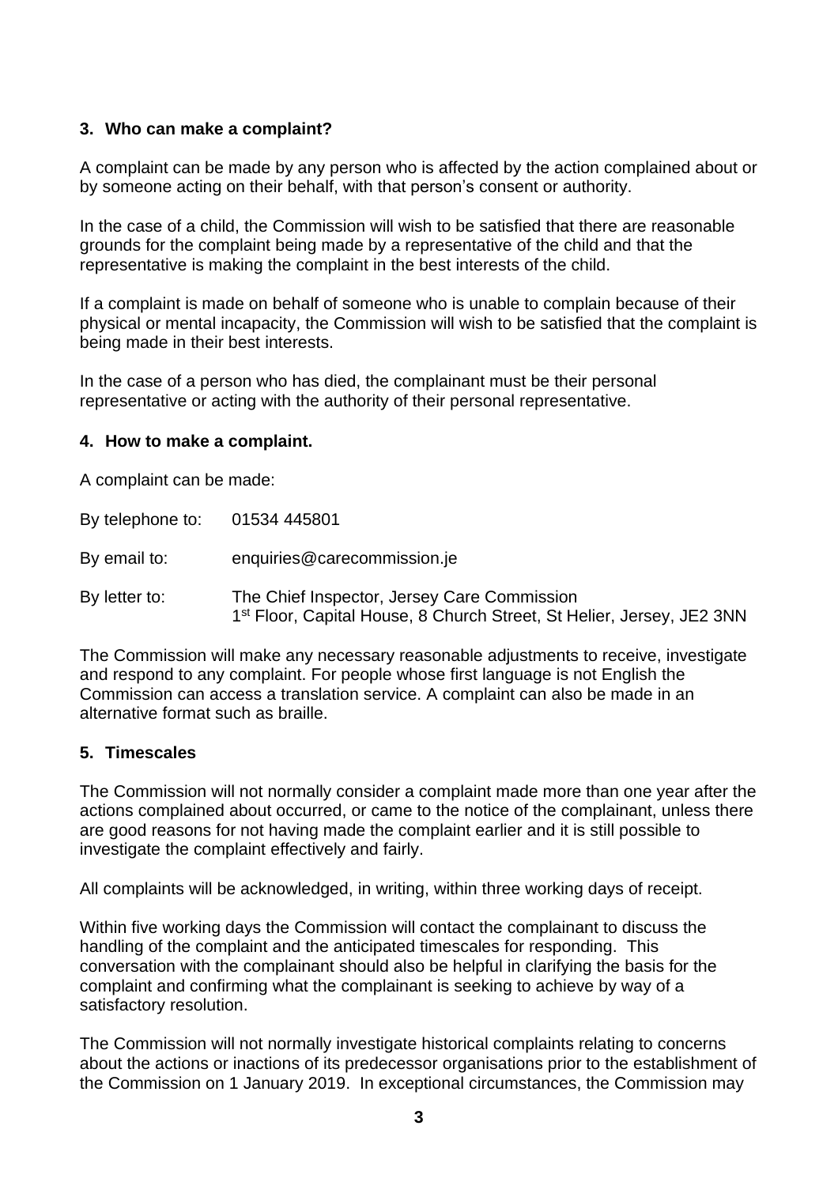## 3. Who can make a complaint?

A complaint can be made by any person who is affected by the action complained about or by someone acting on their behalf, with that person's consent or authority.

In the case of a child, the Commission will wish to be satisfied that there are reasonable grounds for the complaint being made by a representative of the child and that the representative is making the complaint in the best interests of the child.

If a complaint is made on behalf of someone who is unable to complain because of their physical or mental incapacity, the Commission will wish to be satisfied that the complaint is being made in their best interests.

In the case of a person who has died, the complainant must be their personal representative or acting with the authority of their personal representative.

## 4. How to make a complaint.

A complaint can be made:

| | |
|---|---|
| By telephone to: | 01534 445801 |
| By email to: | enquiries@carecommission.je |
| By letter to: | The Chief Inspector, Jersey Care Commission<br>1st Floor, Capital House, 8 Church Street, St Helier, Jersey, JE2 3NN |

The Commission will make any necessary reasonable adjustments to receive, investigate and respond to any complaint. For people whose first language is not English the Commission can access a translation service. A complaint can also be made in an alternative format such as braille.

## 5. Timescales

The Commission will not normally consider a complaint made more than one year after the actions complained about occurred, or came to the notice of the complainant, unless there are good reasons for not having made the complaint earlier and it is still possible to investigate the complaint effectively and fairly.

All complaints will be acknowledged, in writing, within three working days of receipt.

Within five working days the Commission will contact the complainant to discuss the handling of the complaint and the anticipated timescales for responding. This conversation with the complainant should also be helpful in clarifying the basis for the complaint and confirming what the complainant is seeking to achieve by way of a satisfactory resolution.

The Commission will not normally investigate historical complaints relating to concerns about the actions or inactions of its predecessor organisations prior to the establishment of the Commission on 1 January 2019. In exceptional circumstances, the Commission may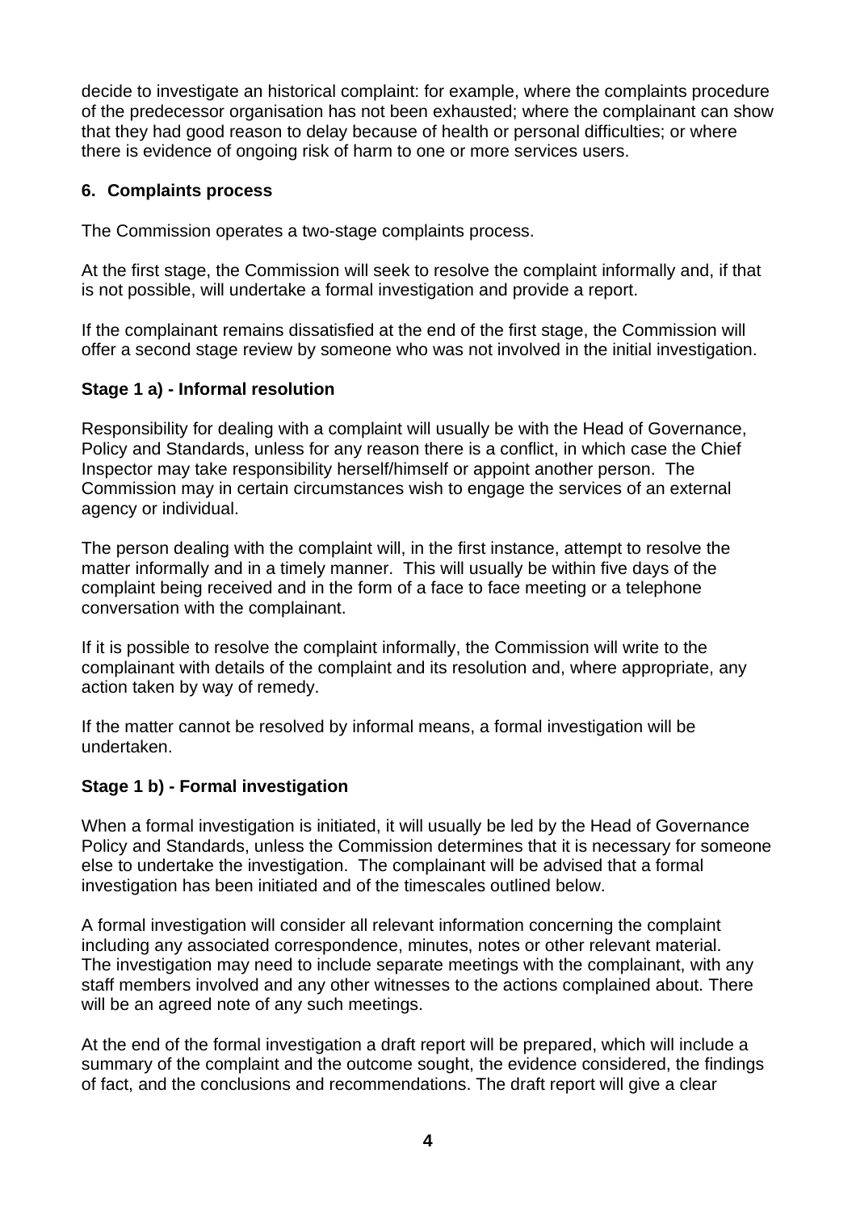decide to investigate an historical complaint: for example, where the complaints procedure of the predecessor organisation has not been exhausted; where the complainant can show that they had good reason to delay because of health or personal difficulties; or where there is evidence of ongoing risk of harm to one or more services users.

## 6. Complaints process

The Commission operates a two-stage complaints process.

At the first stage, the Commission will seek to resolve the complaint informally and, if that is not possible, will undertake a formal investigation and provide a report.

If the complainant remains dissatisfied at the end of the first stage, the Commission will offer a second stage review by someone who was not involved in the initial investigation.

### Stage 1 a) - Informal resolution

Responsibility for dealing with a complaint will usually be with the Head of Governance, Policy and Standards, unless for any reason there is a conflict, in which case the Chief Inspector may take responsibility herself/himself or appoint another person. The Commission may in certain circumstances wish to engage the services of an external agency or individual.

The person dealing with the complaint will, in the first instance, attempt to resolve the matter informally and in a timely manner. This will usually be within five days of the complaint being received and in the form of a face to face meeting or a telephone conversation with the complainant.

If it is possible to resolve the complaint informally, the Commission will write to the complainant with details of the complaint and its resolution and, where appropriate, any action taken by way of remedy.

If the matter cannot be resolved by informal means, a formal investigation will be undertaken.

### Stage 1 b) - Formal investigation

When a formal investigation is initiated, it will usually be led by the Head of Governance Policy and Standards, unless the Commission determines that it is necessary for someone else to undertake the investigation. The complainant will be advised that a formal investigation has been initiated and of the timescales outlined below.

A formal investigation will consider all relevant information concerning the complaint including any associated correspondence, minutes, notes or other relevant material. The investigation may need to include separate meetings with the complainant, with any staff members involved and any other witnesses to the actions complained about. There will be an agreed note of any such meetings.

At the end of the formal investigation a draft report will be prepared, which will include a summary of the complaint and the outcome sought, the evidence considered, the findings of fact, and the conclusions and recommendations. The draft report will give a clear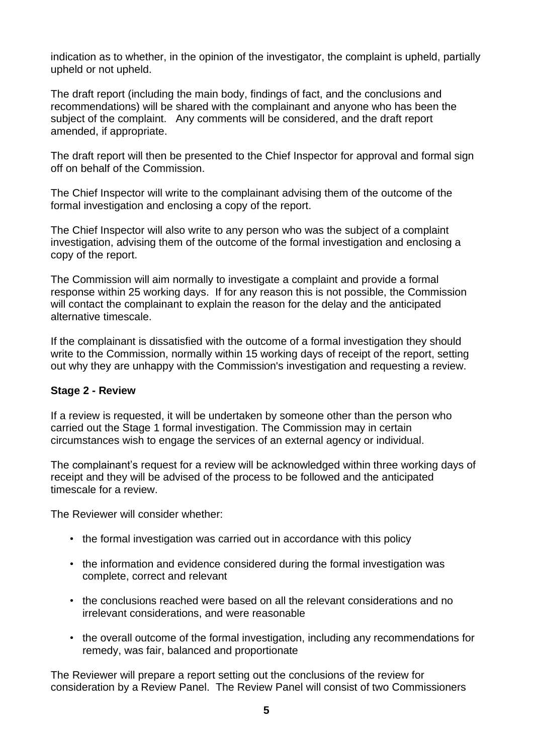indication as to whether, in the opinion of the investigator, the complaint is upheld, partially upheld or not upheld.

The draft report (including the main body, findings of fact, and the conclusions and recommendations) will be shared with the complainant and anyone who has been the subject of the complaint. Any comments will be considered, and the draft report amended, if appropriate.

The draft report will then be presented to the Chief Inspector for approval and formal sign off on behalf of the Commission.

The Chief Inspector will write to the complainant advising them of the outcome of the formal investigation and enclosing a copy of the report.

The Chief Inspector will also write to any person who was the subject of a complaint investigation, advising them of the outcome of the formal investigation and enclosing a copy of the report.

The Commission will aim normally to investigate a complaint and provide a formal response within 25 working days. If for any reason this is not possible, the Commission will contact the complainant to explain the reason for the delay and the anticipated alternative timescale.

If the complainant is dissatisfied with the outcome of a formal investigation they should write to the Commission, normally within 15 working days of receipt of the report, setting out why they are unhappy with the Commission's investigation and requesting a review.

**Stage 2 - Review**

If a review is requested, it will be undertaken by someone other than the person who carried out the Stage 1 formal investigation. The Commission may in certain circumstances wish to engage the services of an external agency or individual.

The complainant's request for a review will be acknowledged within three working days of receipt and they will be advised of the process to be followed and the anticipated timescale for a review.

The Reviewer will consider whether:

- the formal investigation was carried out in accordance with this policy
- the information and evidence considered during the formal investigation was complete, correct and relevant
- the conclusions reached were based on all the relevant considerations and no irrelevant considerations, and were reasonable
- the overall outcome of the formal investigation, including any recommendations for remedy, was fair, balanced and proportionate

The Reviewer will prepare a report setting out the conclusions of the review for consideration by a Review Panel. The Review Panel will consist of two Commissioners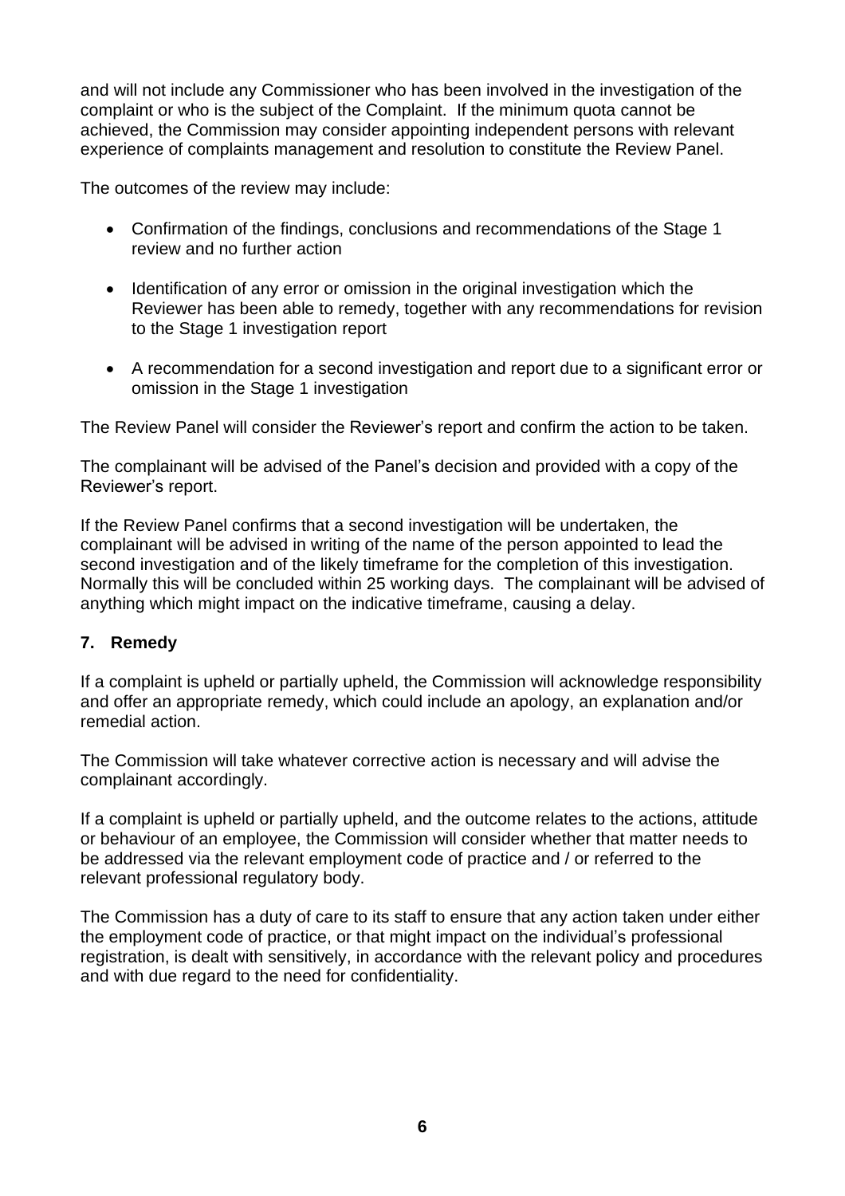and will not include any Commissioner who has been involved in the investigation of the complaint or who is the subject of the Complaint. If the minimum quota cannot be achieved, the Commission may consider appointing independent persons with relevant experience of complaints management and resolution to constitute the Review Panel.

The outcomes of the review may include:

- Confirmation of the findings, conclusions and recommendations of the Stage 1 review and no further action
- Identification of any error or omission in the original investigation which the Reviewer has been able to remedy, together with any recommendations for revision to the Stage 1 investigation report
- A recommendation for a second investigation and report due to a significant error or omission in the Stage 1 investigation

The Review Panel will consider the Reviewer's report and confirm the action to be taken.

The complainant will be advised of the Panel's decision and provided with a copy of the Reviewer's report.

If the Review Panel confirms that a second investigation will be undertaken, the complainant will be advised in writing of the name of the person appointed to lead the second investigation and of the likely timeframe for the completion of this investigation. Normally this will be concluded within 25 working days. The complainant will be advised of anything which might impact on the indicative timeframe, causing a delay.

## 7. Remedy

If a complaint is upheld or partially upheld, the Commission will acknowledge responsibility and offer an appropriate remedy, which could include an apology, an explanation and/or remedial action.

The Commission will take whatever corrective action is necessary and will advise the complainant accordingly.

If a complaint is upheld or partially upheld, and the outcome relates to the actions, attitude or behaviour of an employee, the Commission will consider whether that matter needs to be addressed via the relevant employment code of practice and / or referred to the relevant professional regulatory body.

The Commission has a duty of care to its staff to ensure that any action taken under either the employment code of practice, or that might impact on the individual's professional registration, is dealt with sensitively, in accordance with the relevant policy and procedures and with due regard to the need for confidentiality.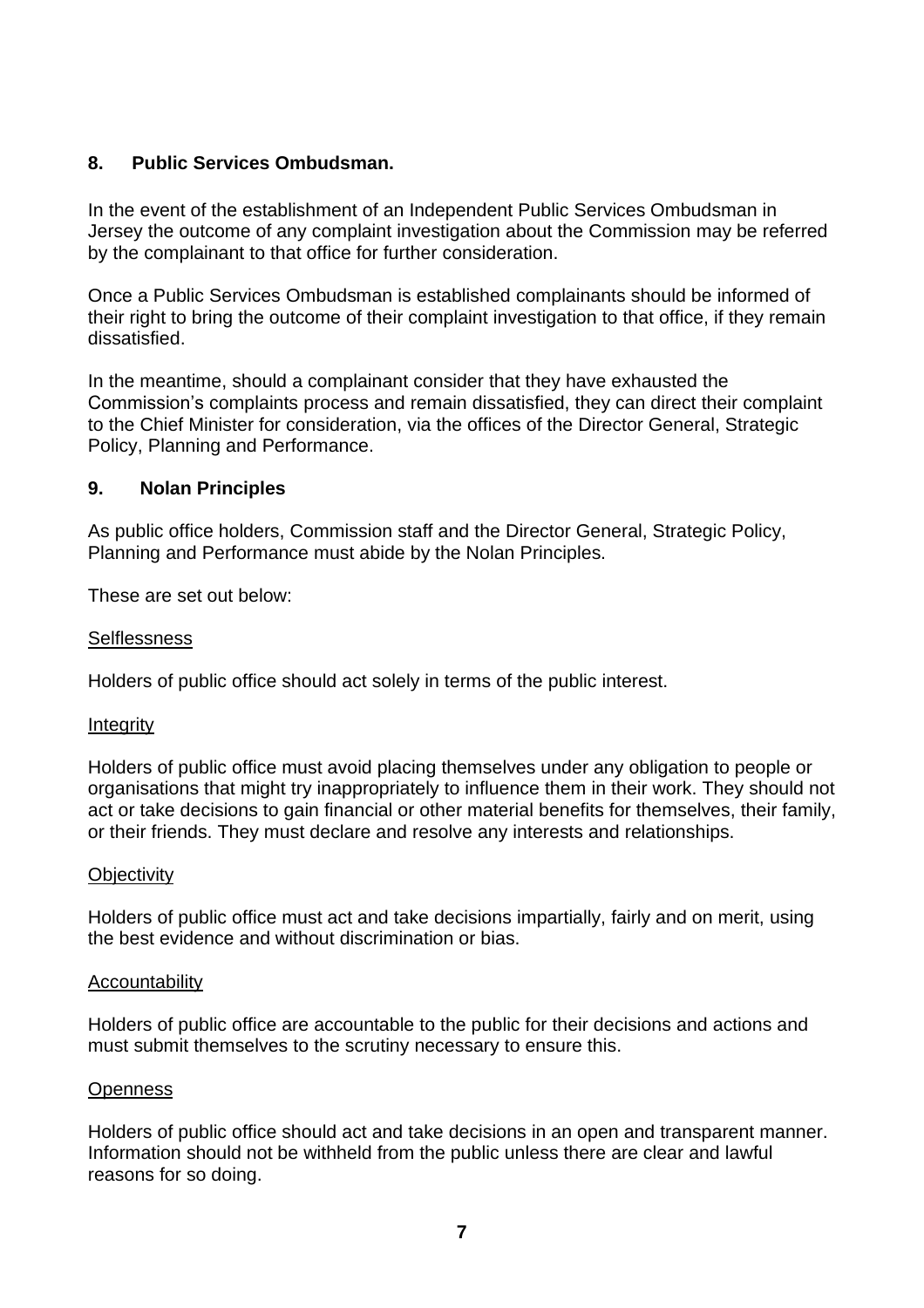## 8. Public Services Ombudsman.

In the event of the establishment of an Independent Public Services Ombudsman in Jersey the outcome of any complaint investigation about the Commission may be referred by the complainant to that office for further consideration.

Once a Public Services Ombudsman is established complainants should be informed of their right to bring the outcome of their complaint investigation to that office, if they remain dissatisfied.

In the meantime, should a complainant consider that they have exhausted the Commission's complaints process and remain dissatisfied, they can direct their complaint to the Chief Minister for consideration, via the offices of the Director General, Strategic Policy, Planning and Performance.

## 9. Nolan Principles

As public office holders, Commission staff and the Director General, Strategic Policy, Planning and Performance must abide by the Nolan Principles.

These are set out below:

<u>Selflessness</u>

Holders of public office should act solely in terms of the public interest.

<u>Integrity</u>

Holders of public office must avoid placing themselves under any obligation to people or organisations that might try inappropriately to influence them in their work. They should not act or take decisions to gain financial or other material benefits for themselves, their family, or their friends. They must declare and resolve any interests and relationships.

<u>Objectivity</u>

Holders of public office must act and take decisions impartially, fairly and on merit, using the best evidence and without discrimination or bias.

<u>Accountability</u>

Holders of public office are accountable to the public for their decisions and actions and must submit themselves to the scrutiny necessary to ensure this.

<u>Openness</u>

Holders of public office should act and take decisions in an open and transparent manner. Information should not be withheld from the public unless there are clear and lawful reasons for so doing.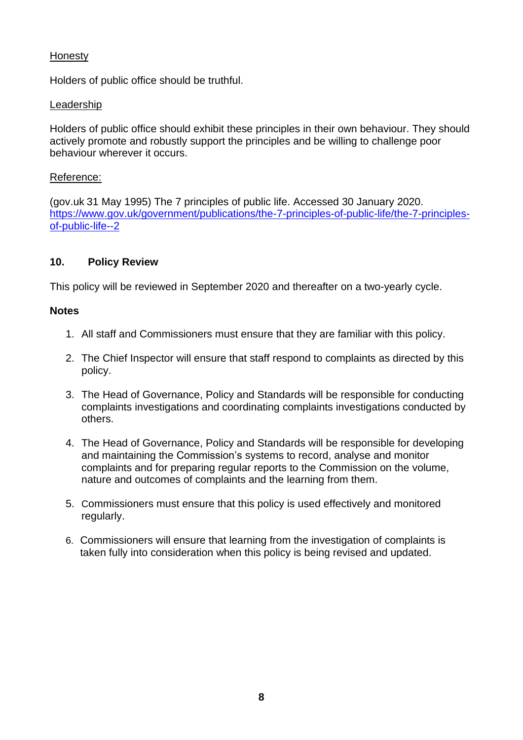Honesty

Holders of public office should be truthful.

Leadership

Holders of public office should exhibit these principles in their own behaviour. They should actively promote and robustly support the principles and be willing to challenge poor behaviour wherever it occurs.

Reference:

(gov.uk 31 May 1995) The 7 principles of public life. Accessed 30 January 2020. [https://www.gov.uk/government/publications/the-7-principles-of-public-life/the-7-principles-of-public-life--2](https://www.gov.uk/government/publications/the-7-principles-of-public-life/the-7-principles-of-public-life--2)

## 10. Policy Review

This policy will be reviewed in September 2020 and thereafter on a two-yearly cycle.

**Notes**

1. All staff and Commissioners must ensure that they are familiar with this policy.
2. The Chief Inspector will ensure that staff respond to complaints as directed by this policy.
3. The Head of Governance, Policy and Standards will be responsible for conducting complaints investigations and coordinating complaints investigations conducted by others.
4. The Head of Governance, Policy and Standards will be responsible for developing and maintaining the Commission's systems to record, analyse and monitor complaints and for preparing regular reports to the Commission on the volume, nature and outcomes of complaints and the learning from them.
5. Commissioners must ensure that this policy is used effectively and monitored regularly.
6. Commissioners will ensure that learning from the investigation of complaints is taken fully into consideration when this policy is being revised and updated.